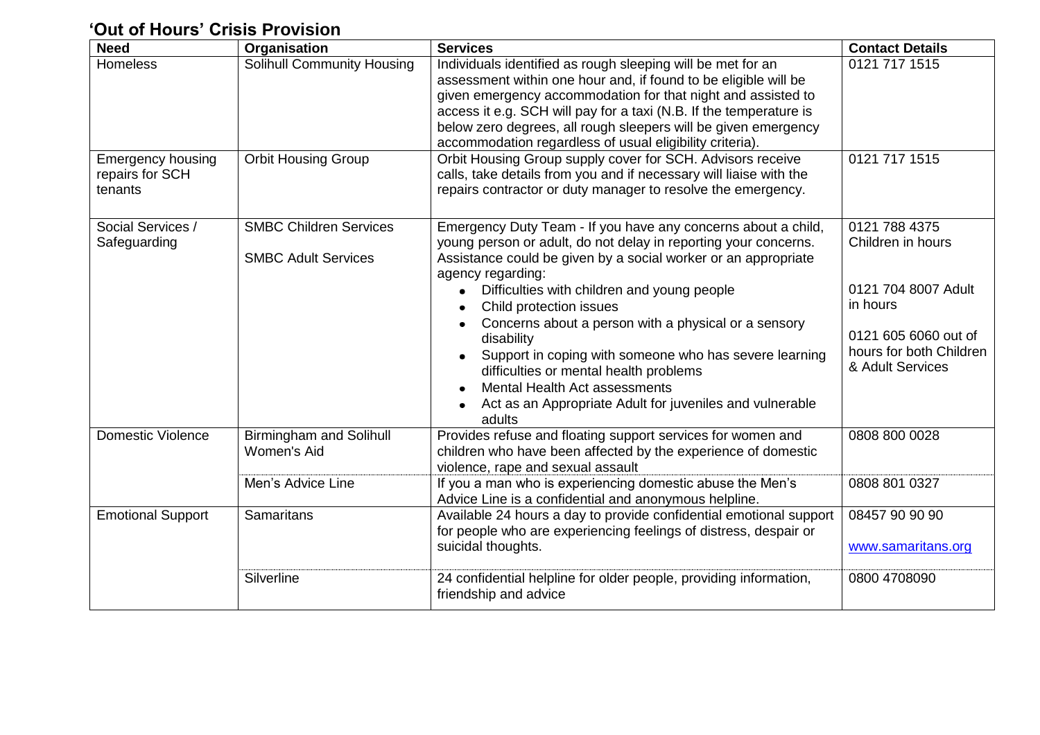## 'Out of Hours' Crisis Provision

| Need | Organisation | Services | Contact Details |
|---|---|---|---|
| Homeless | Solihull Community Housing | Individuals identified as rough sleeping will be met for an assessment within one hour and, if found to be eligible will be given emergency accommodation for that night and assisted to access it e.g. SCH will pay for a taxi (N.B. If the temperature is below zero degrees, all rough sleepers will be given emergency accommodation regardless of usual eligibility criteria). | 0121 717 1515 |
| Emergency housing repairs for SCH tenants | Orbit Housing Group | Orbit Housing Group supply cover for SCH. Advisors receive calls, take details from you and if necessary will liaise with the repairs contractor or duty manager to resolve the emergency. | 0121 717 1515 |
| Social Services / Safeguarding | SMBC Children Services<br><br>SMBC Adult Services | Emergency Duty Team - If you have any concerns about a child, young person or adult, do not delay in reporting your concerns. Assistance could be given by a social worker or an appropriate agency regarding:<br>• Difficulties with children and young people<br>• Child protection issues<br>• Concerns about a person with a physical or a sensory disability<br>• Support in coping with someone who has severe learning difficulties or mental health problems<br>• Mental Health Act assessments<br>• Act as an Appropriate Adult for juveniles and vulnerable adults | 0121 788 4375 Children in hours<br><br>0121 704 8007 Adult in hours<br><br>0121 605 6060 out of hours for both Children & Adult Services |
| Domestic Violence | Birmingham and Solihull Women's Aid | Provides refuse and floating support services for women and children who have been affected by the experience of domestic violence, rape and sexual assault | 0808 800 0028 |
| | Men's Advice Line | If you a man who is experiencing domestic abuse the Men's Advice Line is a confidential and anonymous helpline. | 0808 801 0327 |
| Emotional Support | Samaritans | Available 24 hours a day to provide confidential emotional support for people who are experiencing feelings of distress, despair or suicidal thoughts. | 08457 90 90 90<br><br>www.samaritans.org |
| | Silverline | 24 confidential helpline for older people, providing information, friendship and advice | 0800 4708090 |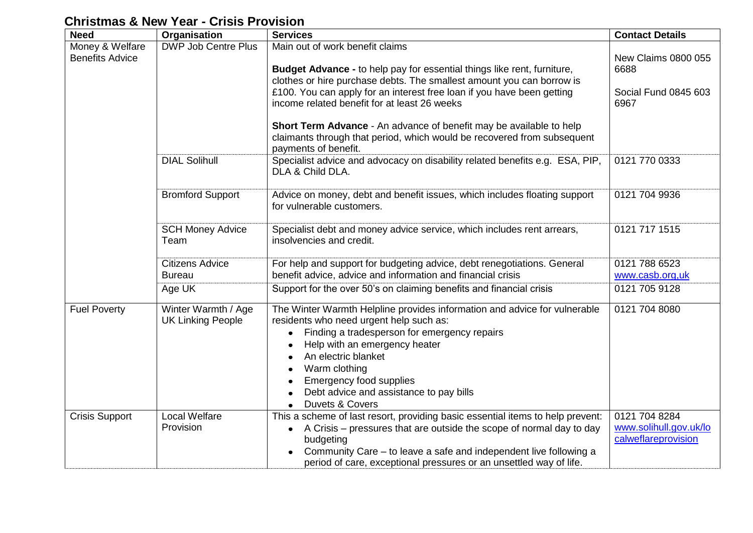## Christmas & New Year - Crisis Provision

| Need | Organisation | Services | Contact Details |
|---|---|---|---|
| Money & Welfare Benefits Advice | DWP Job Centre Plus | Main out of work benefit claims<br><br>**Budget Advance -** to help pay for essential things like rent, furniture, clothes or hire purchase debts. The smallest amount you can borrow is £100. You can apply for an interest free loan if you have been getting income related benefit for at least 26 weeks<br><br>**Short Term Advance** - An advance of benefit may be available to help claimants through that period, which would be recovered from subsequent payments of benefit. | New Claims 0800 055 6688<br><br>Social Fund 0845 603 6967 |
| | DIAL Solihull | Specialist advice and advocacy on disability related benefits e.g. ESA, PIP, DLA & Child DLA. | 0121 770 0333 |
| | Bromford Support | Advice on money, debt and benefit issues, which includes floating support for vulnerable customers. | 0121 704 9936 |
| | SCH Money Advice Team | Specialist debt and money advice service, which includes rent arrears, insolvencies and credit. | 0121 717 1515 |
| | Citizens Advice Bureau | For help and support for budgeting advice, debt renegotiations. General benefit advice, advice and information and financial crisis | 0121 788 6523<br>www.casb.org,uk |
| | Age UK | Support for the over 50's on claiming benefits and financial crisis | 0121 705 9128 |
| Fuel Poverty | Winter Warmth / Age UK Linking People | The Winter Warmth Helpline provides information and advice for vulnerable residents who need urgent help such as:<br>• Finding a tradesperson for emergency repairs<br>• Help with an emergency heater<br>• An electric blanket<br>• Warm clothing<br>• Emergency food supplies<br>• Debt advice and assistance to pay bills<br>• Duvets & Covers | 0121 704 8080 |
| Crisis Support | Local Welfare Provision | This a scheme of last resort, providing basic essential items to help prevent:<br>• A Crisis – pressures that are outside the scope of normal day to day budgeting<br>• Community Care – to leave a safe and independent live following a period of care, exceptional pressures or an unsettled way of life. | 0121 704 8284<br>www.solihull.gov.uk/localweflareprovision |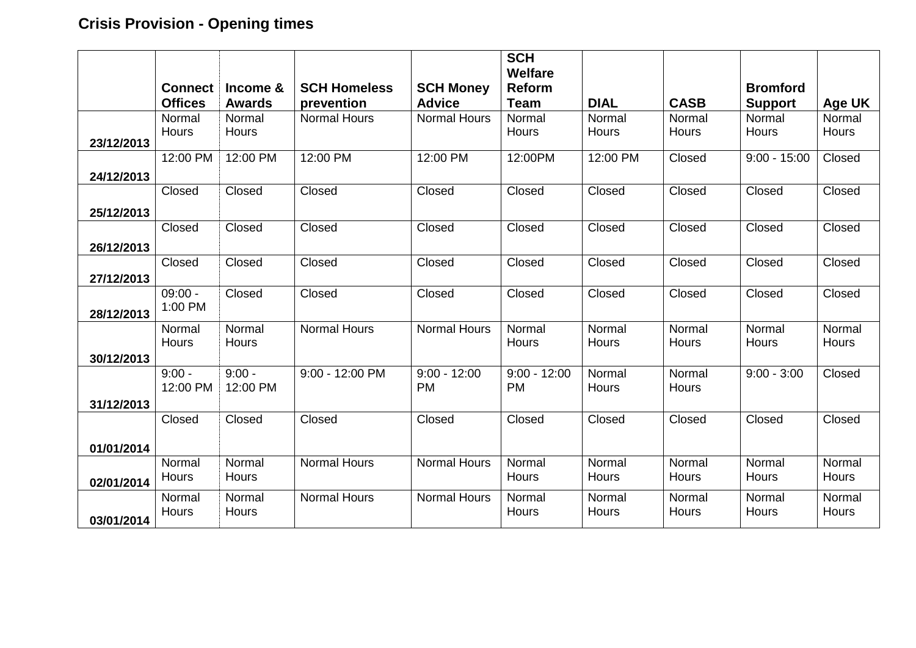## Crisis Provision - Opening times

| | Connect Offices | Income & Awards | SCH Homeless prevention | SCH Money Advice | SCH Welfare Reform Team | DIAL | CASB | Bromford Support | Age UK |
|---|---|---|---|---|---|---|---|---|---|
| 23/12/2013 | Normal Hours | Normal Hours | Normal Hours | Normal Hours | Normal Hours | Normal Hours | Normal Hours | Normal Hours | Normal Hours |
| 24/12/2013 | 12:00 PM | 12:00 PM | 12:00 PM | 12:00 PM | 12:00PM | 12:00 PM | Closed | 9:00 - 15:00 | Closed |
| 25/12/2013 | Closed | Closed | Closed | Closed | Closed | Closed | Closed | Closed | Closed |
| 26/12/2013 | Closed | Closed | Closed | Closed | Closed | Closed | Closed | Closed | Closed |
| 27/12/2013 | Closed | Closed | Closed | Closed | Closed | Closed | Closed | Closed | Closed |
| 28/12/2013 | 09:00 - 1:00 PM | Closed | Closed | Closed | Closed | Closed | Closed | Closed | Closed |
| 30/12/2013 | Normal Hours | Normal Hours | Normal Hours | Normal Hours | Normal Hours | Normal Hours | Normal Hours | Normal Hours | Normal Hours |
| 31/12/2013 | 9:00 - 12:00 PM | 9:00 - 12:00 PM | 9:00 - 12:00 PM | 9:00 - 12:00 PM | 9:00 - 12:00 PM | Normal Hours | Normal Hours | 9:00 - 3:00 | Closed |
| 01/01/2014 | Closed | Closed | Closed | Closed | Closed | Closed | Closed | Closed | Closed |
| 02/01/2014 | Normal Hours | Normal Hours | Normal Hours | Normal Hours | Normal Hours | Normal Hours | Normal Hours | Normal Hours | Normal Hours |
| 03/01/2014 | Normal Hours | Normal Hours | Normal Hours | Normal Hours | Normal Hours | Normal Hours | Normal Hours | Normal Hours | Normal Hours |